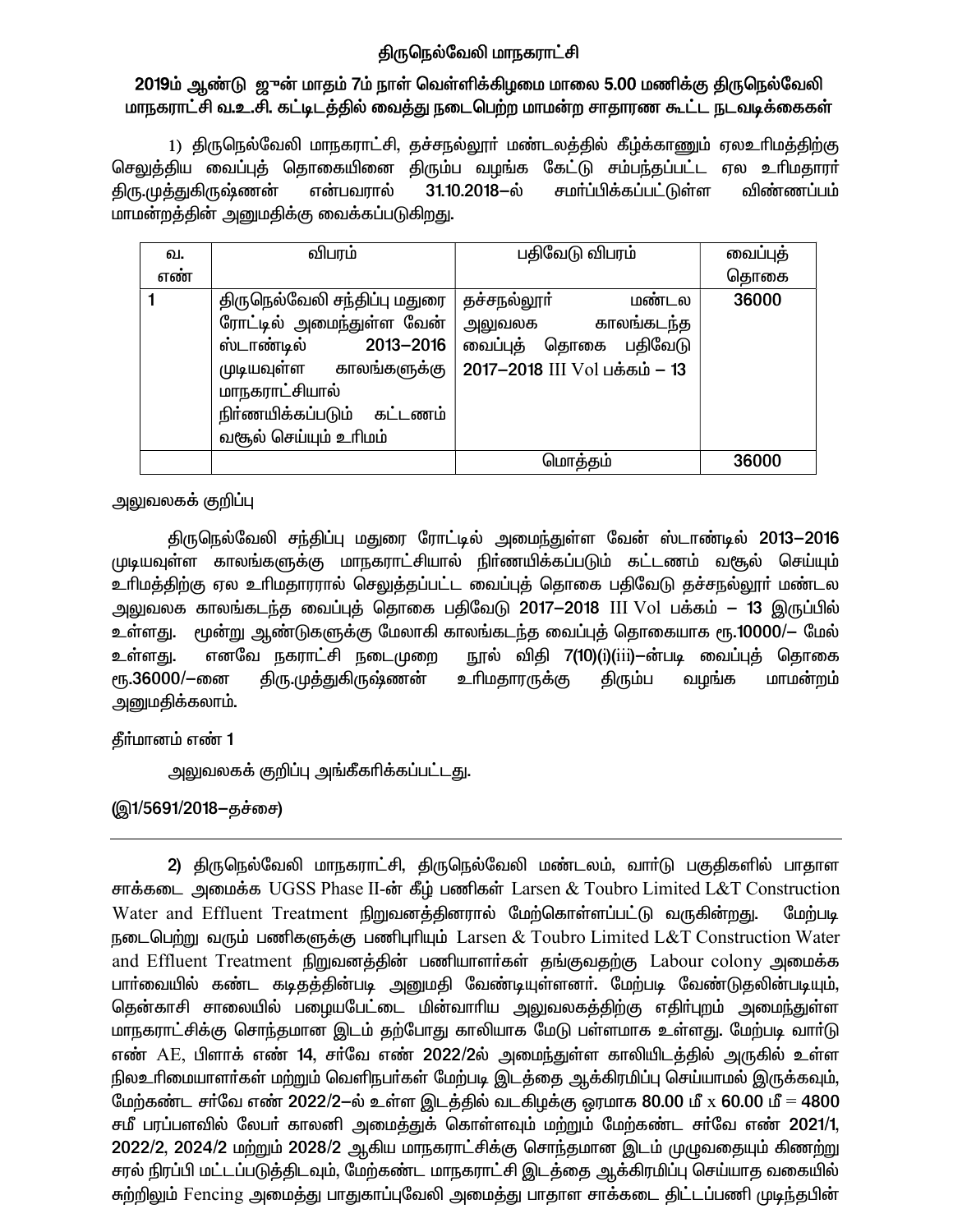# திருநெல்வேலி மாநகராட்சி

## 2019ம் ஆண்டு ஜுன் மாதம் 7ம் நாள் வெள்ளிக்கிழமை மாலை 5.00 மணிக்கு திருநெல்வேலி மாநகராட்சி வ.உ.சி. கட்டிடத்தில் வைத்து நடைபெற்ற மாமன்ற சாதாரண கூட்ட நடவடிக்கைகள்

1) திருநெல்வேலி மாநகராட்சி, தச்சநல்லூர் மண்டலத்தில் கீழ்க்காணும் ஏலஉரிமத்திற்கு செலுத்திய வைப்புத் தொகையினை திரும்ப வழங்க கேட்டு சம்பந்தப்பட்ட ஏல உரிமதாரர் திரு.முத்துகிருஷ்ணன் என்பவரால் 31.10.2018–ல் சமர்ப்பிக்கப்பட்டுள்ள விண்ணப்பம் மாமன்றத்தின் அனுமதிக்கு வைக்கப்படுகிறது.

| வ. எண் | விபரம் | பதிவேடு விபரம் | வைப்புத் தொகை |
|---|---|---|---|
| 1 | திருநெல்வேலி சந்திப்பு மதுரை ரோட்டில் அமைந்துள்ள வேன் ஸ்டாண்டில் 2013–2016 முடியவுள்ள காலங்களுக்கு மாநகராட்சியால் நிர்ணயிக்கப்படும் கட்டணம் வசூல் செய்யும் உரிமம் | தச்சநல்லூர் மண்டல அலுவலக காலங்கடந்த வைப்புத் தொகை பதிவேடு 2017–2018 III Vol பக்கம் – 13 | 36000 |
| | | மொத்தம் | 36000 |

அலுவலகக் குறிப்பு

திருநெல்வேலி சந்திப்பு மதுரை ரோட்டில் அமைந்துள்ள வேன் ஸ்டாண்டில் 2013–2016 முடியவுள்ள காலங்களுக்கு மாநகராட்சியால் நிர்ணயிக்கப்படும் கட்டணம் வசூல் செய்யும் உரிமத்திற்கு ஏல உரிமதாரரால் செலுத்தப்பட்ட வைப்புத் தொகை பதிவேடு தச்சநல்லூர் மண்டல அலுவலக காலங்கடந்த வைப்புத் தொகை பதிவேடு 2017–2018 III Vol பக்கம் – 13 இருப்பில் உள்ளது. மூன்று ஆண்டுகளுக்கு மேலாகி காலங்கடந்த வைப்புத் தொகையாக ரூ.10000/– மேல் உள்ளது. எனவே நகராட்சி நடைமுறை நூல் விதி 7(10)(i)(iii)–ன்படி வைப்புத் தொகை ரூ.36000/–னை திரு.முத்துகிருஷ்ணன் உரிமதாரருக்கு திரும்ப வழங்க மாமன்றம் அனுமதிக்கலாம்.

தீர்மானம் எண் 1

அலுவலகக் குறிப்பு அங்கீகரிக்கப்பட்டது.

(இ1/5691/2018–தச்சை)

---

2) திருநெல்வேலி மாநகராட்சி, திருநெல்வேலி மண்டலம், வார்டு பகுதிகளில் பாதாள சாக்கடை அமைக்க UGSS Phase II-ன் கீழ் பணிகள் Larsen & Toubro Limited L&T Construction Water and Effluent Treatment நிறுவனத்தினரால் மேற்கொள்ளப்பட்டு வருகின்றது. மேற்படி நடைபெற்று வரும் பணிகளுக்கு பணிபுரியும் Larsen & Toubro Limited L&T Construction Water and Effluent Treatment நிறுவனத்தின் பணியாளர்கள் தங்குவதற்கு Labour colony அமைக்க பார்வையில் கண்ட கடிதத்தின்படி அனுமதி வேண்டியுள்ளனர். மேற்படி வேண்டுதலின்படியும், தென்காசி சாலையில் பழையபேட்டை மின்வாரிய அலுவலகத்திற்கு எதிர்புறம் அமைந்துள்ள மாநகராட்சிக்கு சொந்தமான இடம் தற்போது காலியாக மேடு பள்ளமாக உள்ளது. மேற்படி வார்டு எண் AE, பிளாக் எண் 14, சர்வே எண் 2022/2ல் அமைந்துள்ள காலியிடத்தில் அருகில் உள்ள நிலஉரிமையாளர்கள் மற்றும் வெளிநபர்கள் மேற்படி இடத்தை ஆக்கிரமிப்பு செய்யாமல் இருக்கவும், மேற்கண்ட சர்வே எண் 2022/2–ல் உள்ள இடத்தில் வடகிழக்கு ஓரமாக 80.00 மீ x 60.00 மீ = 4800 சமீ பரப்பளவில் லேபர் காலனி அமைத்துக் கொள்ளவும் மற்றும் மேற்கண்ட சர்வே எண் 2021/1, 2022/2, 2024/2 மற்றும் 2028/2 ஆகிய மாநகராட்சிக்கு சொந்தமான இடம் முழுவதையும் கிணற்று சரல் நிரப்பி மட்டப்படுத்திடவும், மேற்கண்ட மாநகராட்சி இடத்தை ஆக்கிரமிப்பு செய்யாத வகையில் சுற்றிலும் Fencing அமைத்து பாதுகாப்புவேலி அமைத்து பாதாள சாக்கடை திட்டப்பணி முடிந்தபின்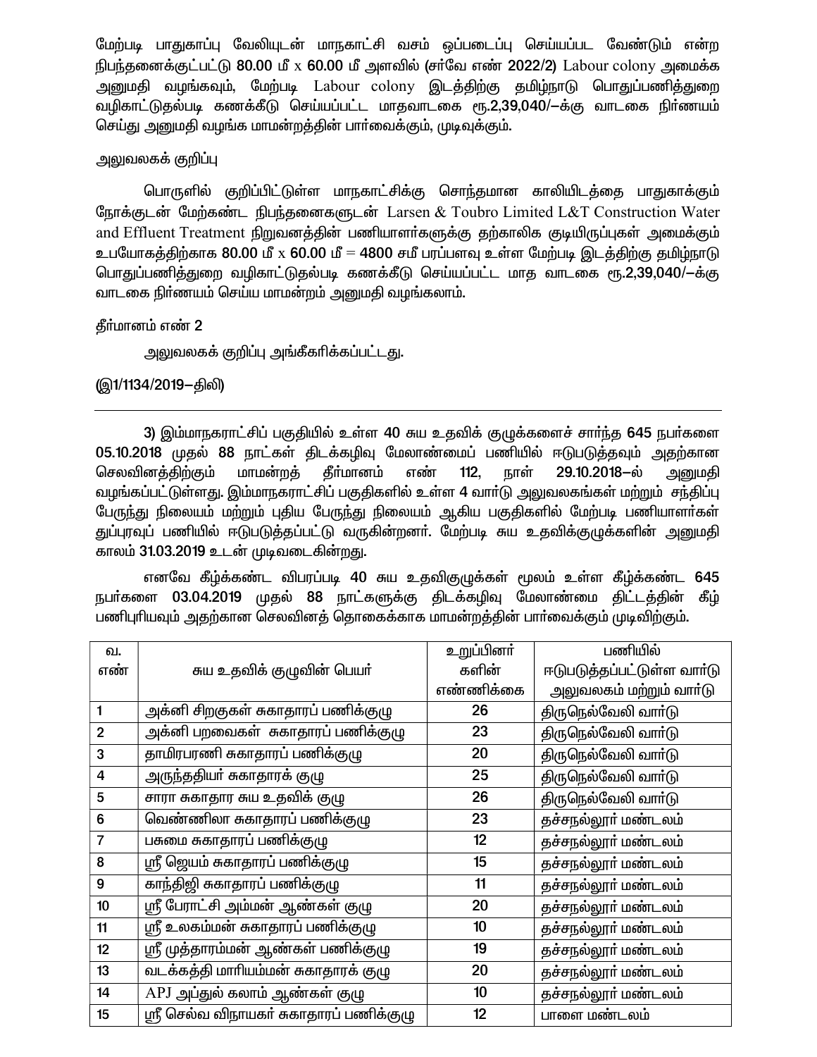மேற்படி பாதுகாப்பு வேலியுடன் மாநகாட்சி வசம் ஒப்படைப்பு செய்யப்பட வேண்டும் என்ற நிபந்தனைக்குட்பட்டு 80.00 மீ x 60.00 மீ அளவில் (சர்வே எண் 2022/2) Labour colony அமைக்க அனுமதி வழங்கவும், மேற்படி Labour colony இடத்திற்கு தமிழ்நாடு பொதுப்பணித்துறை வழிகாட்டுதல்படி கணக்கீடு செய்யப்பட்ட மாதவாடகை ரூ.2,39,040/–க்கு வாடகை நிர்ணயம் செய்து அனுமதி வழங்க மாமன்றத்தின் பார்வைக்கும், முடிவுக்கும்.

அலுவலகக் குறிப்பு

பொருளில் குறிப்பிட்டுள்ள மாநகாட்சிக்கு சொந்தமான காலியிடத்தை பாதுகாக்கும் நோக்குடன் மேற்கண்ட நிபந்தனைகளுடன் Larsen & Toubro Limited L&T Construction Water and Effluent Treatment நிறுவனத்தின் பணியாளர்களுக்கு தற்காலிக குடியிருப்புகள் அமைக்கும் உபயோகத்திற்காக 80.00 மீ x 60.00 மீ = 4800 சமீ பரப்பளவு உள்ள மேற்படி இடத்திற்கு தமிழ்நாடு பொதுப்பணித்துறை வழிகாட்டுதல்படி கணக்கீடு செய்யப்பட்ட மாத வாடகை ரூ.2,39,040/–க்கு வாடகை நிர்ணயம் செய்ய மாமன்றம் அனுமதி வழங்கலாம்.

தீர்மானம் எண் 2

அலுவலகக் குறிப்பு அங்கீகரிக்கப்பட்டது.

(இ1/1134/2019–திலி)

---

3) இம்மாநகராட்சிப் பகுதியில் உள்ள 40 சுய உதவிக் குழுக்களைச் சார்ந்த 645 நபர்களை 05.10.2018 முதல் 88 நாட்கள் திடக்கழிவு மேலாண்மைப் பணியில் ஈடுபடுத்தவும் அதற்கான செலவினத்திற்கும் மாமன்றத் தீர்மானம் எண் 112, நாள் 29.10.2018–ல் அனுமதி வழங்கப்பட்டுள்ளது. இம்மாநகராட்சிப் பகுதிகளில் உள்ள 4 வார்டு அலுவலகங்கள் மற்றும் சந்திப்பு பேருந்து நிலையம் மற்றும் புதிய பேருந்து நிலையம் ஆகிய பகுதிகளில் மேற்படி பணியாளர்கள் துப்புரவுப் பணியில் ஈடுபடுத்தப்பட்டு வருகின்றனர். மேற்படி சுய உதவிக்குழுக்களின் அனுமதி காலம் 31.03.2019 உடன் முடிவடைகின்றது.

எனவே கீழ்க்கண்ட விபரப்படி 40 சுய உதவிகுழுக்கள் மூலம் உள்ள கீழ்க்கண்ட 645 நபர்களை 03.04.2019 முதல் 88 நாட்களுக்கு திடக்கழிவு மேலாண்மை திட்டத்தின் கீழ் பணிபுரியவும் அதற்கான செலவினத் தொகைக்காக மாமன்றத்தின் பார்வைக்கும் முடிவிற்கும்.

| வ. எண் | சுய உதவிக் குழுவின் பெயர் | உறுப்பினர் களின் எண்ணிக்கை | பணியில் ஈடுபடுத்தப்பட்டுள்ள வார்டு அலுவலகம் மற்றும் வார்டு |
|---|---|---|---|
| 1 | அக்னி சிறகுகள் சுகாதாரப் பணிக்குழு | 26 | திருநெல்வேலி வார்டு |
| 2 | அக்னி பறவைகள் சுகாதாரப் பணிக்குழு | 23 | திருநெல்வேலி வார்டு |
| 3 | தாமிரபரணி சுகாதாரப் பணிக்குழு | 20 | திருநெல்வேலி வார்டு |
| 4 | அருந்ததியர் சுகாதாரக் குழு | 25 | திருநெல்வேலி வார்டு |
| 5 | சாரா சுகாதார சுய உதவிக் குழு | 26 | திருநெல்வேலி வார்டு |
| 6 | வெண்ணிலா சுகாதாரப் பணிக்குழு | 23 | தச்சநல்லூர் மண்டலம் |
| 7 | பசுமை சுகாதாரப் பணிக்குழு | 12 | தச்சநல்லூர் மண்டலம் |
| 8 | ஸ்ரீ ஜெயம் சுகாதாரப் பணிக்குழு | 15 | தச்சநல்லூர் மண்டலம் |
| 9 | காந்திஜி சுகாதாரப் பணிக்குழு | 11 | தச்சநல்லூர் மண்டலம் |
| 10 | ஸ்ரீ பேராட்சி அம்மன் ஆண்கள் குழு | 20 | தச்சநல்லூர் மண்டலம் |
| 11 | ஸ்ரீ உலகம்மன் சுகாதாரப் பணிக்குழு | 10 | தச்சநல்லூர் மண்டலம் |
| 12 | ஸ்ரீ முத்தாரம்மன் ஆண்கள் பணிக்குழு | 19 | தச்சநல்லூர் மண்டலம் |
| 13 | வடக்கத்தி மாரியம்மன் சுகாதாரக் குழு | 20 | தச்சநல்லூர் மண்டலம் |
| 14 | APJ அப்துல் கலாம் ஆண்கள் குழு | 10 | தச்சநல்லூர் மண்டலம் |
| 15 | ஸ்ரீ செல்வ விநாயகர் சுகாதாரப் பணிக்குழு | 12 | பாளை மண்டலம் |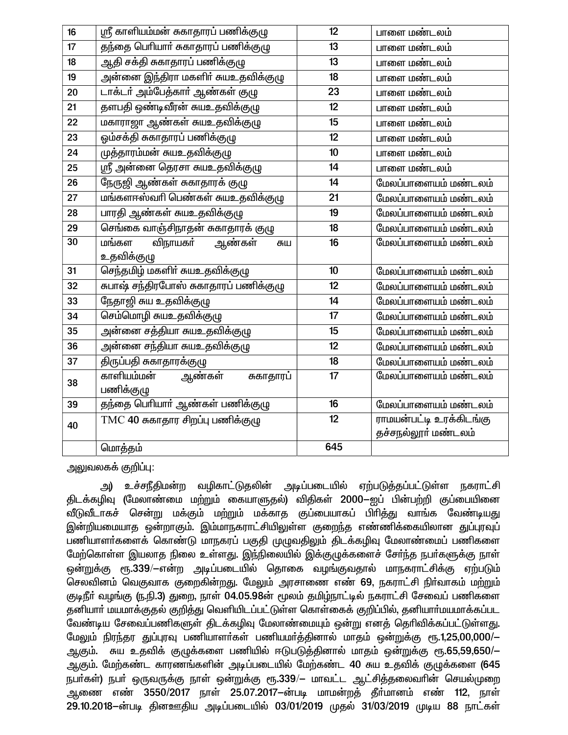| 16 | ஸ்ரீ காளியம்மன் சுகாதாரப் பணிக்குழு | 12 | பாளை மண்டலம் |
|---|---|---|---|
| 17 | தந்தை பெரியார் சுகாதாரப் பணிக்குழு | 13 | பாளை மண்டலம் |
| 18 | ஆதி சக்தி சுகாதாரப் பணிக்குழு | 13 | பாளை மண்டலம் |
| 19 | அன்னை இந்திரா மகளிர் சுயஉதவிக்குழு | 18 | பாளை மண்டலம் |
| 20 | டாக்டர் அம்பேத்கார் ஆண்கள் குழு | 23 | பாளை மண்டலம் |
| 21 | தளபதி ஒண்டிவீரன் சுயஉதவிக்குழு | 12 | பாளை மண்டலம் |
| 22 | மகாராஜா ஆண்கள் சுயஉதவிக்குழு | 15 | பாளை மண்டலம் |
| 23 | ஓம்சக்தி சுகாதாரப் பணிக்குழு | 12 | பாளை மண்டலம் |
| 24 | முத்தாரம்மன் சுயஉதவிக்குழு | 10 | பாளை மண்டலம் |
| 25 | ஸ்ரீ அன்னை தெரசா சுயஉதவிக்குழு | 14 | பாளை மண்டலம் |
| 26 | நேருஜி ஆண்கள் சுகாதாரக் குழு | 14 | மேலப்பாளையம் மண்டலம் |
| 27 | மங்களஈஸ்வரி பெண்கள் சுயஉதவிக்குழு | 21 | மேலப்பாளையம் மண்டலம் |
| 28 | பாரதி ஆண்கள் சுயஉதவிக்குழு | 19 | மேலப்பாளையம் மண்டலம் |
| 29 | செங்கை வாஞ்சிநாதன் சுகாதாரக் குழு | 18 | மேலப்பாளையம் மண்டலம் |
| 30 | மங்கள விநாயகர் ஆண்கள் சுய உதவிக்குழு | 16 | மேலப்பாளையம் மண்டலம் |
| 31 | செந்தமிழ் மகளிர் சுயஉதவிக்குழு | 10 | மேலப்பாளையம் மண்டலம் |
| 32 | சுபாஷ் சந்திரபோஸ் சுகாதாரப் பணிக்குழு | 12 | மேலப்பாளையம் மண்டலம் |
| 33 | நேதாஜி சுய உதவிக்குழு | 14 | மேலப்பாளையம் மண்டலம் |
| 34 | செம்மொழி சுயஉதவிக்குழு | 17 | மேலப்பாளையம் மண்டலம் |
| 35 | அன்னை சத்தியா சுயஉதவிக்குழு | 15 | மேலப்பாளையம் மண்டலம் |
| 36 | அன்னை சந்தியா சுயஉதவிக்குழு | 12 | மேலப்பாளையம் மண்டலம் |
| 37 | திருப்பதி சுகாதாரக்குழு | 18 | மேலப்பாளையம் மண்டலம் |
| 38 | காளியம்மன் ஆண்கள் சுகாதாரப் பணிக்குழு | 17 | மேலப்பாளையம் மண்டலம் |
| 39 | தந்தை பெரியார் ஆண்கள் பணிக்குழு | 16 | மேலப்பாளையம் மண்டலம் |
| 40 | TMC 40 சுகாதார சிறப்பு பணிக்குழு | 12 | ராமயன்பட்டி உரக்கிடங்கு தச்சநல்லூர் மண்டலம் |
| | மொத்தம் | 645 | |

அலுவலகக் குறிப்பு:

அ) உச்சநீதிமன்ற வழிகாட்டுதலின் அடிப்படையில் ஏற்படுத்தப்பட்டுள்ள நகராட்சி திடக்கழிவு (மேலாண்மை மற்றும் கையாளுதல்) விதிகள் 2000–ஐப் பின்பற்றி குப்பையினை வீடுவீடாகச் சென்று மக்கும் மற்றும் மக்காத குப்பையாகப் பிரித்து வாங்க வேண்டியது இன்றியமையாத ஒன்றாகும். இம்மாநகராட்சியிலுள்ள குறைந்த எண்ணிக்கையிலான துப்புரவுப் பணியாளர்களைக் கொண்டு மாநகரப் பகுதி முழுவதிலும் திடக்கழிவு மேலாண்மைப் பணிகளை மேற்கொள்ள இயலாத நிலை உள்ளது. இந்நிலையில் இக்குழுக்களைச் சேர்ந்த நபர்களுக்கு நாள் ஒன்றுக்கு ரூ.339/–என்ற அடிப்படையில் தொகை வழங்குவதால் மாநகராட்சிக்கு ஏற்படும் செலவினம் வெகுவாக குறைகின்றது. மேலும் அரசாணை எண் 69, நகராட்சி நிர்வாகம் மற்றும் குடிநீர் வழங்கு (ந.நி.3) துறை, நாள் 04.05.98ன் மூலம் தமிழ்நாட்டில் நகராட்சி சேவைப் பணிகளை தனியார் மயமாக்குதல் குறித்து வெளியிடப்பட்டுள்ள கொள்கைக் குறிப்பில், தனியார்மயமாக்கப்பட வேண்டிய சேவைப்பணிகளுள் திடக்கழிவு மேலாண்மையும் ஒன்று எனத் தெரிவிக்கப்பட்டுள்ளது. மேலும் நிரந்தர துப்புரவு பணியாளர்கள் பணியமர்த்தினால் மாதம் ஒன்றுக்கு ரூ.1,25,00,000/– ஆகும். சுய உதவிக் குழுக்களை பணியில் ஈடுபடுத்தினால் மாதம் ஒன்றுக்கு ரூ.65,59,650/– ஆகும். மேற்கண்ட காரணங்களின் அடிப்படையில் மேற்கண்ட 40 சுய உதவிக் குழுக்களை (645 நபர்கள்) நபர் ஒருவருக்கு நாள் ஒன்றுக்கு ரூ.339/– மாவட்ட ஆட்சித்தலைவரின் செயல்முறை ஆணை எண் 3550/2017 நாள் 25.07.2017–ன்படி மாமன்றத் தீர்மானம் எண் 112, நாள் 29.10.2018–ன்படி தினஊதிய அடிப்படையில் 03/01/2019 முதல் 31/03/2019 முடிய 88 நாட்கள்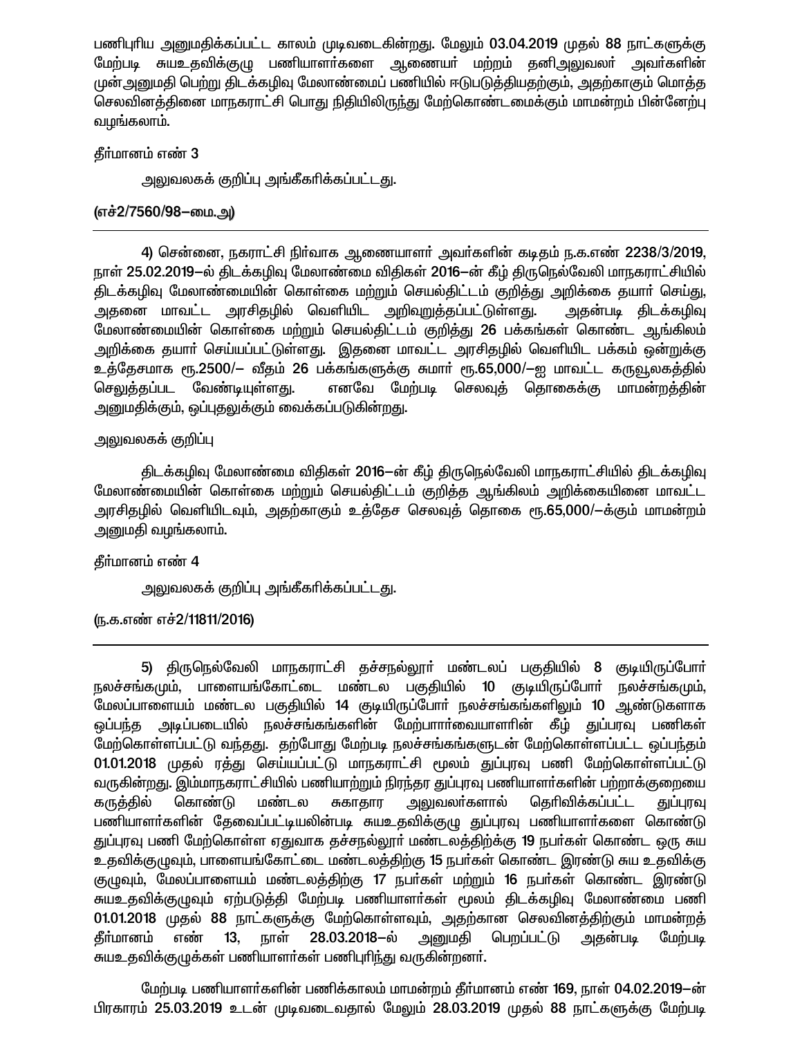பணிபுரிய அனுமதிக்கப்பட்ட காலம் முடிவடைகின்றது. மேலும் 03.04.2019 முதல் 88 நாட்களுக்கு மேற்படி சுயஉதவிக்குழு பணியாளர்களை ஆணையர் மற்றும் தனிஅலுவலர் அவர்களின் முன்அனுமதி பெற்று திடக்கழிவு மேலாண்மைப் பணியில் ஈடுபடுத்தியதற்கும், அதற்காகும் மொத்த செலவினத்தினை மாநகராட்சி பொது நிதியிலிருந்து மேற்கொண்டமைக்கும் மாமன்றம் பின்னேற்பு வழங்கலாம்.

தீர்மானம் எண் 3

அலுவலகக் குறிப்பு அங்கீகரிக்கப்பட்டது.

**(எச்2/7560/98–மை.அ)**

---

4) சென்னை, நகராட்சி நிர்வாக ஆணையாளர் அவர்களின் கடிதம் ந.க.எண் 2238/3/2019, நாள் 25.02.2019–ல் திடக்கழிவு மேலாண்மை விதிகள் 2016–ன் கீழ் திருநெல்வேலி மாநகராட்சியில் திடக்கழிவு மேலாண்மையின் கொள்கை மற்றும் செயல்திட்டம் குறித்து அறிக்கை தயார் செய்து, அதனை மாவட்ட அரசிதழில் வெளியிட அறிவுறுத்தப்பட்டுள்ளது. அதன்படி திடக்கழிவு மேலாண்மையின் கொள்கை மற்றும் செயல்திட்டம் குறித்து 26 பக்கங்கள் கொண்ட ஆங்கிலம் அறிக்கை தயார் செய்யப்பட்டுள்ளது. இதனை மாவட்ட அரசிதழில் வெளியிட பக்கம் ஒன்றுக்கு உத்தேசமாக ரூ.2500/– வீதம் 26 பக்கங்களுக்கு சுமார் ரூ.65,000/–ஐ மாவட்ட கருவூலகத்தில் செலுத்தப்பட வேண்டியுள்ளது. எனவே மேற்படி செலவுத் தொகைக்கு மாமன்றத்தின் அனுமதிக்கும், ஒப்புதலுக்கும் வைக்கப்படுகின்றது.

அலுவலகக் குறிப்பு

திடக்கழிவு மேலாண்மை விதிகள் 2016–ன் கீழ் திருநெல்வேலி மாநகராட்சியில் திடக்கழிவு மேலாண்மையின் கொள்கை மற்றும் செயல்திட்டம் குறித்த ஆங்கிலம் அறிக்கையினை மாவட்ட அரசிதழில் வெளியிடவும், அதற்காகும் உத்தேச செலவுத் தொகை ரூ.65,000/–க்கும் மாமன்றம் அனுமதி வழங்கலாம்.

தீர்மானம் எண் 4

அலுவலகக் குறிப்பு அங்கீகரிக்கப்பட்டது.

(ந.க.எண் எச்2/11811/2016)

---

5) திருநெல்வேலி மாநகராட்சி தச்சநல்லூர் மண்டலப் பகுதியில் 8 குடியிருப்போர் நலச்சங்கமும், பாளையங்கோட்டை மண்டல பகுதியில் 10 குடியிருப்போர் நலச்சங்கமும், மேலப்பாளையம் மண்டல பகுதியில் 14 குடியிருப்போர் நலச்சங்கங்களிலும் 10 ஆண்டுகளாக ஒப்பந்த அடிப்படையில் நலச்சங்கங்களின் மேற்பார்வையாளரின் கீழ் துப்பரவு பணிகள் மேற்கொள்ளப்பட்டு வந்தது. தற்போது மேற்படி நலச்சங்கங்களுடன் மேற்கொள்ளப்பட்ட ஒப்பந்தம் 01.01.2018 முதல் ரத்து செய்யப்பட்டு மாநகராட்சி மூலம் துப்புரவு பணி மேற்கொள்ளப்பட்டு வருகின்றது. இம்மாநகராட்சியில் பணியாற்றும் நிரந்தர துப்புரவு பணியாளர்களின் பற்றாக்குறையை கருத்தில் கொண்டு மண்டல சுகாதார அலுவலர்களால் தெரிவிக்கப்பட்ட துப்புரவு பணியாளர்களின் தேவைப்பட்டியலின்படி சுயஉதவிக்குழு துப்புரவு பணியாளர்களை கொண்டு துப்புரவு பணி மேற்கொள்ள ஏதுவாக தச்சநல்லூர் மண்டலத்திற்க்கு 19 நபர்கள் கொண்ட ஒரு சுய உதவிக்குழுவும், பாளையங்கோட்டை மண்டலத்திற்கு 15 நபர்கள் கொண்ட இரண்டு சுய உதவிக்கு குழுவும், மேலப்பாளையம் மண்டலத்திற்கு 17 நபர்கள் மற்றும் 16 நபர்கள் கொண்ட இரண்டு சுயஉதவிக்குழுவும் ஏற்படுத்தி மேற்படி பணியாளர்கள் மூலம் திடக்கழிவு மேலாண்மை பணி 01.01.2018 முதல் 88 நாட்களுக்கு மேற்கொள்ளவும், அதற்கான செலவினத்திற்கும் மாமன்றத் தீர்மானம் எண் 13, நாள் 28.03.2018–ல் அனுமதி பெறப்பட்டு அதன்படி மேற்படி சுயஉதவிக்குழுக்கள் பணியாளர்கள் பணிபுரிந்து வருகின்றனர்.

மேற்படி பணியாளர்களின் பணிக்காலம் மாமன்றம் தீர்மானம் எண் 169, நாள் 04.02.2019–ன் பிரகாரம் 25.03.2019 உடன் முடிவடைவதால் மேலும் 28.03.2019 முதல் 88 நாட்களுக்கு மேற்படி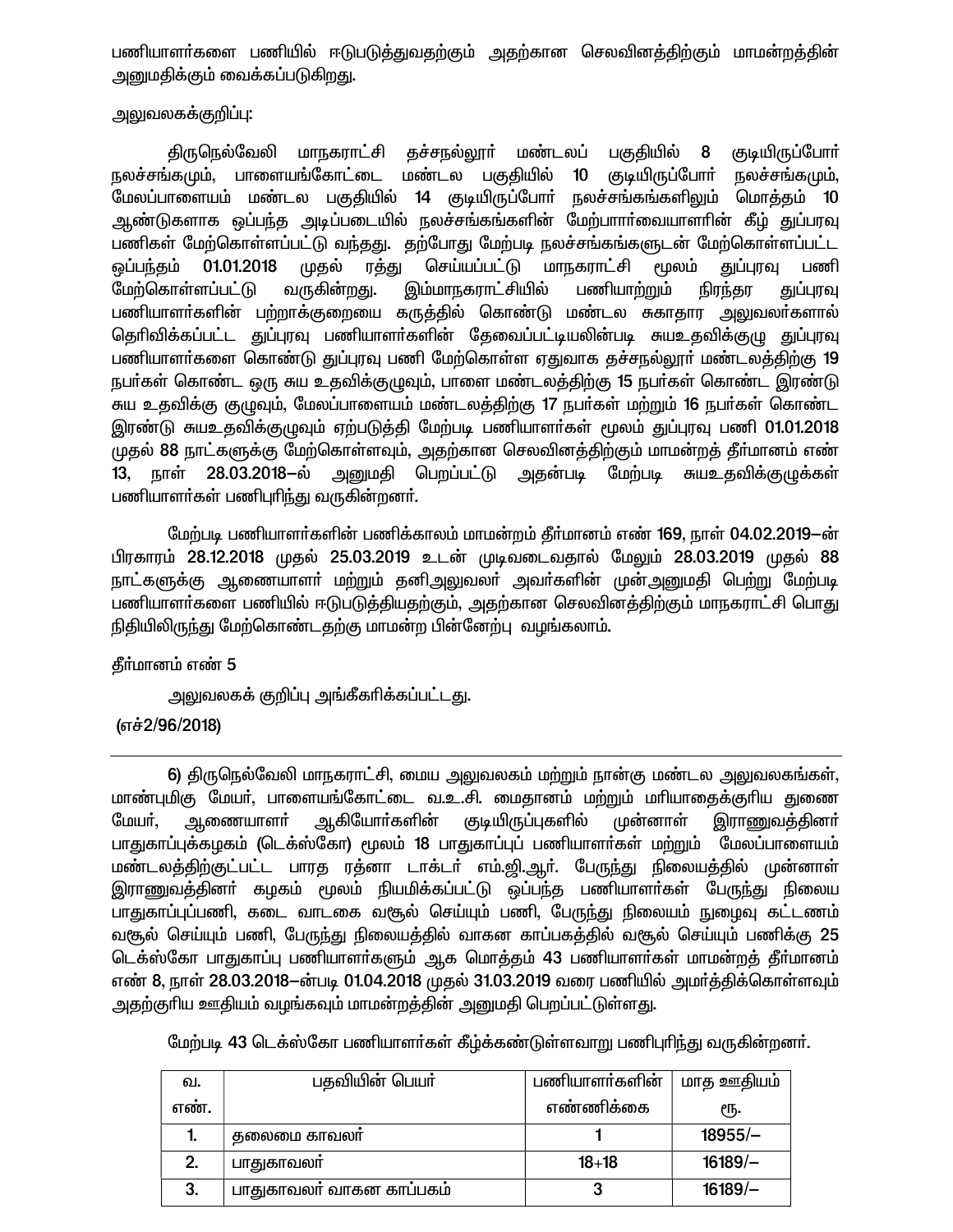பணியாளர்களை பணியில் ஈடுபடுத்துவதற்கும் அதற்கான செலவினத்திற்கும் மாமன்றத்தின் அனுமதிக்கும் வைக்கப்படுகிறது.

அலுவலகக்குறிப்பு:

திருநெல்வேலி மாநகராட்சி தச்சநல்லூர் மண்டலப் பகுதியில் 8 குடியிருப்போர் நலச்சங்கமும், பாளையங்கோட்டை மண்டல பகுதியில் 10 குடியிருப்போர் நலச்சங்கமும், மேலப்பாளையம் மண்டல பகுதியில் 14 குடியிருப்போர் நலச்சங்கங்களிலும் மொத்தம் 10 ஆண்டுகளாக ஒப்பந்த அடிப்படையில் நலச்சங்கங்களின் மேற்பார்வையாளரின் கீழ் துப்பரவு பணிகள் மேற்கொள்ளப்பட்டு வந்தது. தற்போது மேற்படி நலச்சங்கங்களுடன் மேற்கொள்ளப்பட்ட ஒப்பந்தம் 01.01.2018 முதல் ரத்து செய்யப்பட்டு மாநகராட்சி மூலம் துப்புரவு பணி மேற்கொள்ளப்பட்டு வருகின்றது. இம்மாநகராட்சியில் பணியாற்றும் நிரந்தர துப்புரவு பணியாளர்களின் பற்றாக்குறையை கருத்தில் கொண்டு மண்டல சுகாதார அலுவலர்களால் தெரிவிக்கப்பட்ட துப்புரவு பணியாளர்களின் தேவைப்பட்டியலின்படி சுயஉதவிக்குழு துப்புரவு பணியாளர்களை கொண்டு துப்புரவு பணி மேற்கொள்ள ஏதுவாக தச்சநல்லூர் மண்டலத்திற்கு 19 நபர்கள் கொண்ட ஒரு சுய உதவிக்குழுவும், பாளை மண்டலத்திற்கு 15 நபர்கள் கொண்ட இரண்டு சுய உதவிக்கு குழுவும், மேலப்பாளையம் மண்டலத்திற்கு 17 நபர்கள் மற்றும் 16 நபர்கள் கொண்ட இரண்டு சுயஉதவிக்குழுவும் ஏற்படுத்தி மேற்படி பணியாளர்கள் மூலம் துப்புரவு பணி 01.01.2018 முதல் 88 நாட்களுக்கு மேற்கொள்ளவும், அதற்கான செலவினத்திற்கும் மாமன்றத் தீர்மானம் எண் 13, நாள் 28.03.2018–ல் அனுமதி பெறப்பட்டு அதன்படி மேற்படி சுயஉதவிக்குழுக்கள் பணியாளர்கள் பணிபுரிந்து வருகின்றனர்.

மேற்படி பணியாளர்களின் பணிக்காலம் மாமன்றம் தீர்மானம் எண் 169, நாள் 04.02.2019–ன் பிரகாரம் 28.12.2018 முதல் 25.03.2019 உடன் முடிவடைவதால் மேலும் 28.03.2019 முதல் 88 நாட்களுக்கு ஆணையாளர் மற்றும் தனிஅலுவலர் அவர்களின் முன்அனுமதி பெற்று மேற்படி பணியாளர்களை பணியில் ஈடுபடுத்தியதற்கும், அதற்கான செலவினத்திற்கும் மாநகராட்சி பொது நிதியிலிருந்து மேற்கொண்டதற்கு மாமன்ற பின்னேற்பு வழங்கலாம்.

தீர்மானம் எண் 5

அலுவலகக் குறிப்பு அங்கீகரிக்கப்பட்டது.

(எச்2/96/2018)

---

6) திருநெல்வேலி மாநகராட்சி, மைய அலுவலகம் மற்றும் நான்கு மண்டல அலுவலகங்கள், மாண்புமிகு மேயர், பாளையங்கோட்டை வ.உ.சி. மைதானம் மற்றும் மரியாதைக்குரிய துணை மேயர், ஆணையாளர் ஆகியோர்களின் குடியிருப்புகளில் முன்னாள் இராணுவத்தினர் பாதுகாப்புக்கழகம் (டெக்ஸ்கோ) மூலம் 18 பாதுகாப்புப் பணியாளர்கள் மற்றும் மேலப்பாளையம் மண்டலத்திற்குட்பட்ட பாரத ரத்னா டாக்டர் எம்.ஜி.ஆர். பேருந்து நிலையத்தில் முன்னாள் இராணுவத்தினர் கழகம் மூலம் நியமிக்கப்பட்டு ஒப்பந்த பணியாளர்கள் பேருந்து நிலைய பாதுகாப்புப்பணி, கடை வாடகை வசூல் செய்யும் பணி, பேருந்து நிலையம் நுழைவு கட்டணம் வசூல் செய்யும் பணி, பேருந்து நிலையத்தில் வாகன காப்பகத்தில் வசூல் செய்யும் பணிக்கு 25 டெக்ஸ்கோ பாதுகாப்பு பணியாளர்களும் ஆக மொத்தம் 43 பணியாளர்கள் மாமன்றத் தீர்மானம் எண் 8, நாள் 28.03.2018–ன்படி 01.04.2018 முதல் 31.03.2019 வரை பணியில் அமர்த்திக்கொள்ளவும் அதற்குரிய ஊதியம் வழங்கவும் மாமன்றத்தின் அனுமதி பெறப்பட்டுள்ளது.

மேற்படி 43 டெக்ஸ்கோ பணியாளர்கள் கீழ்க்கண்டுள்ளவாறு பணிபுரிந்து வருகின்றனர்.

| வ. எண். | பதவியின் பெயர் | பணியாளர்களின் எண்ணிக்கை | மாத ஊதியம் ரூ. |
|---|---|---|---|
| 1. | தலைமை காவலர் | 1 | 18955/– |
| 2. | பாதுகாவலர் | 18+18 | 16189/– |
| 3. | பாதுகாவலர் வாகன காப்பகம் | 3 | 16189/– |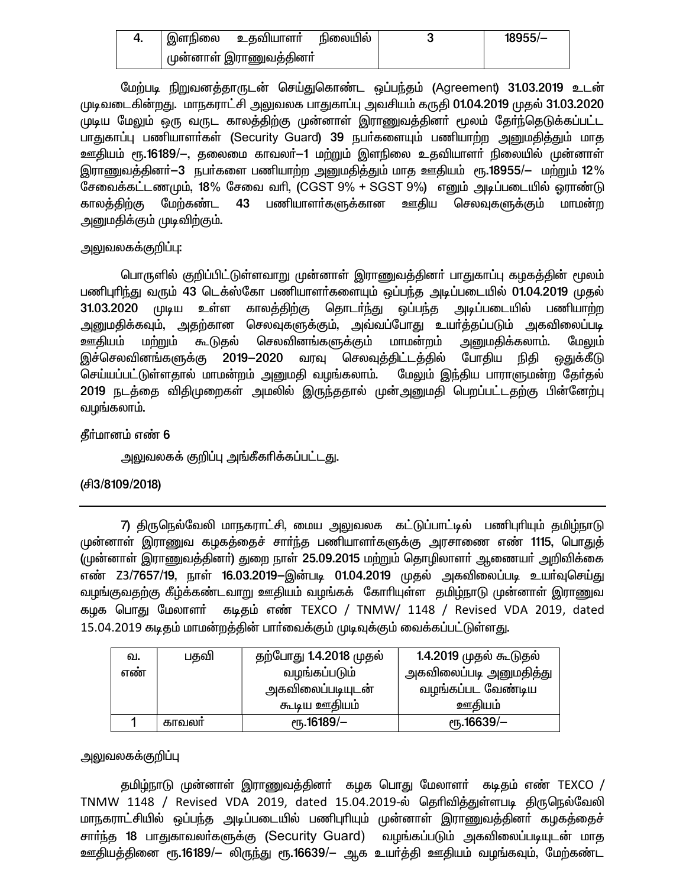| 4. | இளநிலை உதவியாளர் நிலையில் முன்னாள் இராணுவத்தினர் | 3 | 18955/– |
|---|---|---|---|

மேற்படி நிறுவனத்தாருடன் செய்துகொண்ட ஒப்பந்தம் (Agreement) **31.03.2019** உடன் முடிவடைகின்றது. மாநகராட்சி அலுவலக பாதுகாப்பு அவசியம் கருதி **01.04.2019** முதல் **31.03.2020** முடிய மேலும் ஒரு வருட காலத்திற்கு முன்னாள் இராணுவத்தினர் மூலம் தேர்ந்தெடுக்கப்பட்ட பாதுகாப்பு பணியாளர்கள் (Security Guard) **39** நபர்களையும் பணியாற்ற அனுமதித்தும் மாத ஊதியம் ரூ.**16189/–**, தலைமை காவலர்–**1** மற்றும் இளநிலை உதவியாளர் நிலையில் முன்னாள் இராணுவத்தினர்–**3** நபர்களை பணியாற்ற அனுமதித்தும் மாத ஊதியம் ரூ.**18955/–** மற்றும் **12%** சேவைக்கட்டணமும், **18%** சேவை வரி, (CGST 9% + SGST 9%) எனும் அடிப்படையில் ஓராண்டு காலத்திற்கு மேற்கண்ட **43** பணியாளர்களுக்கான ஊதிய செலவுகளுக்கும் மாமன்ற அனுமதிக்கும் முடிவிற்கும்.

அலுவலகக்குறிப்பு:

பொருளில் குறிப்பிட்டுள்ளவாறு முன்னாள் இராணுவத்தினர் பாதுகாப்பு கழகத்தின் மூலம் பணிபுரிந்து வரும் **43** டெக்ஸ்கோ பணியாளர்களையும் ஒப்பந்த அடிப்படையில் **01.04.2019** முதல் **31.03.2020** முடிய உள்ள காலத்திற்கு தொடர்ந்து ஒப்பந்த அடிப்படையில் பணியாற்ற அனுமதிக்கவும், அதற்கான செலவுகளுக்கும், அவ்வப்போது உயர்த்தப்படும் அகவிலைப்படி ஊதியம் மற்றும் கூடுதல் செலவினங்களுக்கும் மாமன்றம் அனுமதிக்கலாம். மேலும் இச்செலவினங்களுக்கு **2019–2020** வரவு செலவுத்திட்டத்தில் போதிய நிதி ஒதுக்கீடு செய்யப்பட்டுள்ளதால் மாமன்றம் அனுமதி வழங்கலாம். மேலும் இந்திய பாராளுமன்ற தேர்தல் **2019** நடத்தை விதிமுறைகள் அமலில் இருந்ததால் முன்அனுமதி பெறப்பட்டதற்கு பின்னேற்பு வழங்கலாம்.

தீர்மானம் எண் **6**

அலுவலகக் குறிப்பு அங்கீகரிக்கப்பட்டது.

**(சி3/8109/2018)**

---

7) திருநெல்வேலி மாநகராட்சி, மைய அலுவலக கட்டுப்பாட்டில் பணிபுரியும் தமிழ்நாடு முன்னாள் இராணுவ கழகத்தைச் சார்ந்த பணியாளர்களுக்கு அரசாணை எண் **1115**, பொதுத் (முன்னாள் இராணுவத்தினர்) துறை நாள் **25.09.2015** மற்றும் தொழிலாளர் ஆணையர் அறிவிக்கை எண் **Z3/7657/19**, நாள் **16.03.2019**–இன்படி **01.04.2019** முதல் அகவிலைப்படி உயர்வுசெய்து வழங்குவதற்கு கீழ்க்கண்டவாறு ஊதியம் வழங்கக் கோரியுள்ள தமிழ்நாடு முன்னாள் இராணுவ கழக பொது மேலாளர் கடிதம் எண் TEXCO / TNMW/ 1148 / Revised VDA 2019, dated 15.04.2019 கடிதம் மாமன்றத்தின் பார்வைக்கும் முடிவுக்கும் வைக்கப்பட்டுள்ளது.

| வ. எண் | பதவி | தற்போது **1.4.2018** முதல் வழங்கப்படும் அகவிலைப்படியுடன் கூடிய ஊதியம் | **1.4.2019** முதல் கூடுதல் அகவிலைப்படி அனுமதித்து வழங்கப்பட வேண்டிய ஊதியம் |
|---|---|---|---|
| 1 | காவலர் | ரூ.**16189/–** | ரூ.**16639/–** |

அலுவலகக்குறிப்பு

தமிழ்நாடு முன்னாள் இராணுவத்தினர் கழக பொது மேலாளர் கடிதம் எண் TEXCO / TNMW 1148 / Revised VDA 2019, dated 15.04.2019-ல் தெரிவித்துள்ளபடி திருநெல்வேலி மாநகராட்சியில் ஒப்பந்த அடிப்படையில் பணிபுரியும் முன்னாள் இராணுவத்தினர் கழகத்தைச் சார்ந்த **18** பாதுகாவலர்களுக்கு (Security Guard) வழங்கப்படும் அகவிலைப்படியுடன் மாத ஊதியத்தினை ரூ.**16189/–** லிருந்து ரூ.**16639/–** ஆக உயர்த்தி ஊதியம் வழங்கவும், மேற்கண்ட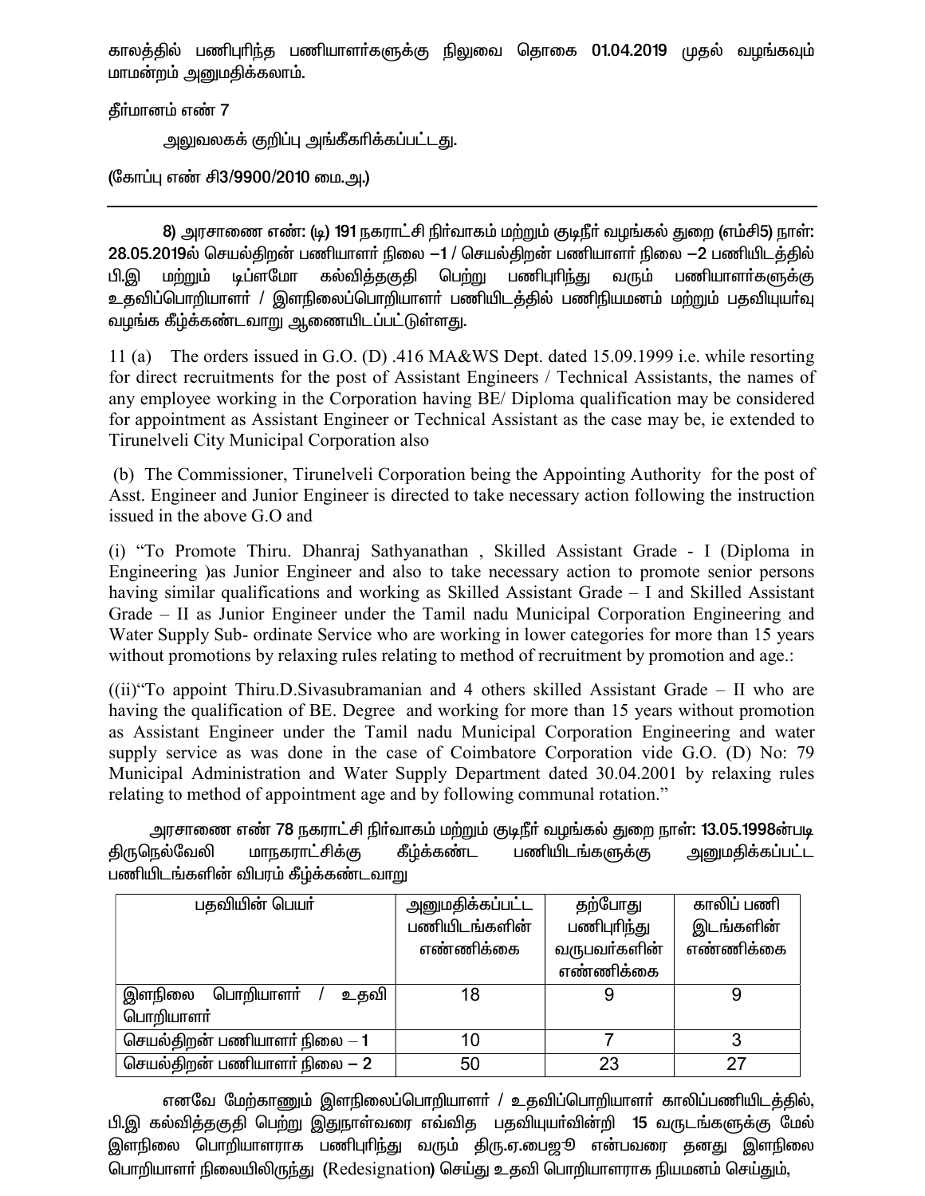காலத்தில் பணிபுரிந்த பணியாளர்களுக்கு நிலுவை தொகை 01.04.2019 முதல் வழங்கவும் மாமன்றம் அனுமதிக்கலாம்.

தீர்மானம் எண் 7

அலுவலகக் குறிப்பு அங்கீகரிக்கப்பட்டது.

(கோப்பு எண் சி3/9900/2010 மை.அ.)

---

8) அரசாணை எண்: (டி) 191 நகராட்சி நிர்வாகம் மற்றும் குடிநீர் வழங்கல் துறை (எம்சி5) நாள்: 28.05.2019ல் செயல்திறன் பணியாளர் நிலை –1 / செயல்திறன் பணியாளர் நிலை –2 பணியிடத்தில் பி.இ மற்றும் டிப்ளமோ கல்வித்தகுதி பெற்று பணிபுரிந்து வரும் பணியாளர்களுக்கு உதவிப்பொறியாளர் / இளநிலைப்பொறியாளர் பணியிடத்தில் பணிநியமனம் மற்றும் பதவியுயர்வு வழங்க கீழ்க்கண்டவாறு ஆணையிடப்பட்டுள்ளது.

11 (a) The orders issued in G.O. (D) .416 MA&WS Dept. dated 15.09.1999 i.e. while resorting for direct recruitments for the post of Assistant Engineers / Technical Assistants, the names of any employee working in the Corporation having BE/ Diploma qualification may be considered for appointment as Assistant Engineer or Technical Assistant as the case may be, ie extended to Tirunelveli City Municipal Corporation also

(b) The Commissioner, Tirunelveli Corporation being the Appointing Authority for the post of Asst. Engineer and Junior Engineer is directed to take necessary action following the instruction issued in the above G.O and

(i) "To Promote Thiru. Dhanraj Sathyanathan , Skilled Assistant Grade - I (Diploma in Engineering )as Junior Engineer and also to take necessary action to promote senior persons having similar qualifications and working as Skilled Assistant Grade – I and Skilled Assistant Grade – II as Junior Engineer under the Tamil nadu Municipal Corporation Engineering and Water Supply Sub- ordinate Service who are working in lower categories for more than 15 years without promotions by relaxing rules relating to method of recruitment by promotion and age.:

((ii)"To appoint Thiru.D.Sivasubramanian and 4 others skilled Assistant Grade – II who are having the qualification of BE. Degree and working for more than 15 years without promotion as Assistant Engineer under the Tamil nadu Municipal Corporation Engineering and water supply service as was done in the case of Coimbatore Corporation vide G.O. (D) No: 79 Municipal Administration and Water Supply Department dated 30.04.2001 by relaxing rules relating to method of appointment age and by following communal rotation."

அரசாணை எண் 78 நகராட்சி நிர்வாகம் மற்றும் குடிநீர் வழங்கல் துறை நாள்: 13.05.1998ன்படி திருநெல்வேலி மாநகராட்சிக்கு கீழ்க்கண்ட பணியிடங்களுக்கு அனுமதிக்கப்பட்ட பணியிடங்களின் விபரம் கீழ்க்கண்டவாறு

| பதவியின் பெயர் | அனுமதிக்கப்பட்ட பணியிடங்களின் எண்ணிக்கை | தற்போது பணிபுரிந்து வருபவர்களின் எண்ணிக்கை | காலிப் பணி இடங்களின் எண்ணிக்கை |
|---|---|---|---|
| இளநிலை பொறியாளர் / உதவி பொறியாளர் | 18 | 9 | 9 |
| செயல்திறன் பணியாளர் நிலை – 1 | 10 | 7 | 3 |
| செயல்திறன் பணியாளர் நிலை – 2 | 50 | 23 | 27 |

எனவே மேற்காணும் இளநிலைப்பொறியாளர் / உதவிப்பொறியாளர் காலிப்பணியிடத்தில், பி.இ கல்வித்தகுதி பெற்று இதுநாள்வரை எவ்வித பதவியுயர்வின்றி 15 வருடங்களுக்கு மேல் இளநிலை பொறியாளராக பணிபுரிந்து வரும் திரு.ஏ.பைஜூ என்பவரை தனது இளநிலை பொறியாளர் நிலையிலிருந்து (Redesignation) செய்து உதவி பொறியாளராக நியமனம் செய்தும்,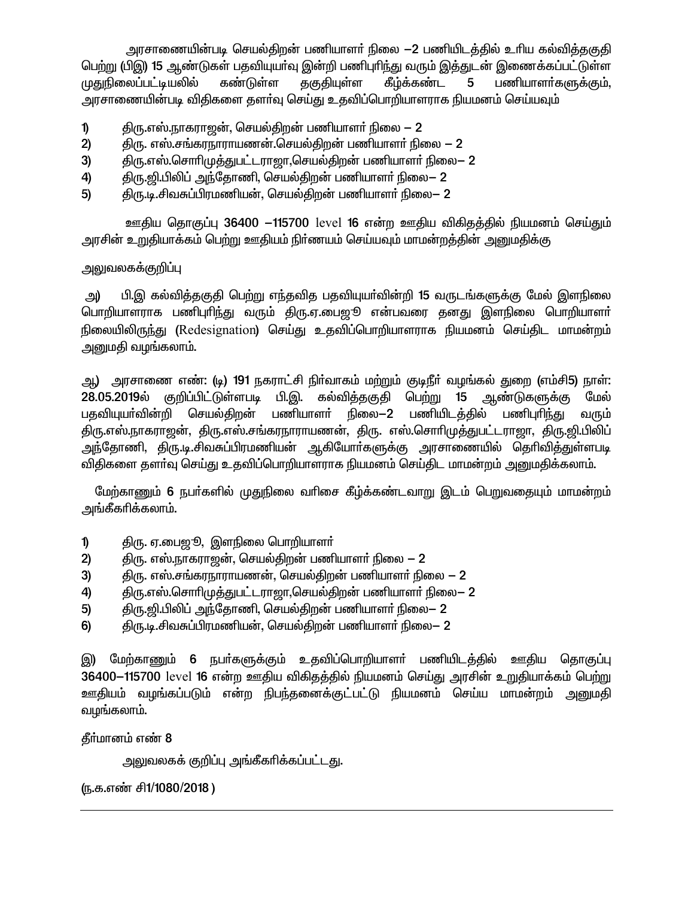அரசாணையின்படி செயல்திறன் பணியாளர் நிலை –2 பணியிடத்தில் உரிய கல்வித்தகுதி பெற்று (பிஇ) 15 ஆண்டுகள் பதவியுயர்வு இன்றி பணிபுரிந்து வரும் இத்துடன் இணைக்கப்பட்டுள்ள முதுநிலைப்பட்டியலில் கண்டுள்ள தகுதியுள்ள கீழ்க்கண்ட 5 பணியாளர்களுக்கும், அரசாணையின்படி விதிகளை தளர்வு செய்து உதவிப்பொறியாளராக நியமனம் செய்யவும்

1) திரு.எஸ்.நாகராஜன், செயல்திறன் பணியாளர் நிலை – 2
2) திரு. எஸ்.சங்கரநாராயணன்.செயல்திறன் பணியாளர் நிலை – 2
3) திரு.எஸ்.சொரிமுத்துபட்டராஜா,செயல்திறன் பணியாளர் நிலை– 2
4) திரு.ஜி.பிலிப் அந்தோணி, செயல்திறன் பணியாளர் நிலை– 2
5) திரு.டி.சிவசுப்பிரமணியன், செயல்திறன் பணியாளர் நிலை– 2

ஊதிய தொகுப்பு 36400 –115700 level 16 என்ற ஊதிய விகிதத்தில் நியமனம் செய்தும் அரசின் உறுதியாக்கம் பெற்று ஊதியம் நிர்ணயம் செய்யவும் மாமன்றத்தின் அனுமதிக்கு

அலுவலகக்குறிப்பு

அ) பி.இ கல்வித்தகுதி பெற்று எந்தவித பதவியுயர்வின்றி 15 வருடங்களுக்கு மேல் இளநிலை பொறியாளராக பணிபுரிந்து வரும் திரு.ஏ.பைஜூ என்பவரை தனது இளநிலை பொறியாளர் நிலையிலிருந்து (Redesignation) செய்து உதவிப்பொறியாளராக நியமனம் செய்திட மாமன்றம் அனுமதி வழங்கலாம்.

ஆ) அரசாணை எண்: (டி) 191 நகராட்சி நிர்வாகம் மற்றும் குடிநீர் வழங்கல் துறை (எம்சி5) நாள்: 28.05.2019ல் குறிப்பிட்டுள்ளபடி பி.இ. கல்வித்தகுதி பெற்று 15 ஆண்டுகளுக்கு மேல் பதவியுயர்வின்றி செயல்திறன் பணியாளர் நிலை–2 பணியிடத்தில் பணிபுரிந்து வரும் திரு.எஸ்.நாகராஜன், திரு.எஸ்.சங்கரநாராயணன், திரு. எஸ்.சொரிமுத்துபட்டராஜா, திரு.ஜி.பிலிப் அந்தோணி, திரு.டி.சிவசுப்பிரமணியன் ஆகியோர்களுக்கு அரசாணையில் தெரிவித்துள்ளபடி விதிகளை தளர்வு செய்து உதவிப்பொறியாளராக நியமனம் செய்திட மாமன்றம் அனுமதிக்கலாம்.

மேற்காணும் 6 நபர்களில் முதுநிலை வரிசை கீழ்க்கண்டவாறு இடம் பெறுவதையும் மாமன்றம் அங்கீகரிக்கலாம்.

1) திரு. ஏ.பைஜூ, இளநிலை பொறியாளர்
2) திரு. எஸ்.நாகராஜன், செயல்திறன் பணியாளர் நிலை – 2
3) திரு. எஸ்.சங்கரநாராயணன், செயல்திறன் பணியாளர் நிலை – 2
4) திரு.எஸ்.சொரிமுத்துபட்டராஜா,செயல்திறன் பணியாளர் நிலை– 2
5) திரு.ஜி.பிலிப் அந்தோணி, செயல்திறன் பணியாளர் நிலை– 2
6) திரு.டி.சிவசுப்பிரமணியன், செயல்திறன் பணியாளர் நிலை– 2

இ) மேற்காணும் 6 நபர்களுக்கும் உதவிப்பொறியாளர் பணியிடத்தில் ஊதிய தொகுப்பு 36400–115700 level 16 என்ற ஊதிய விகிதத்தில் நியமனம் செய்து அரசின் உறுதியாக்கம் பெற்று ஊதியம் வழங்கப்படும் என்ற நிபந்தனைக்குட்பட்டு நியமனம் செய்ய மாமன்றம் அனுமதி வழங்கலாம்.

தீர்மானம் எண் 8

அலுவலகக் குறிப்பு அங்கீகரிக்கப்பட்டது.

(ந.க.எண் சி1/1080/2018 )